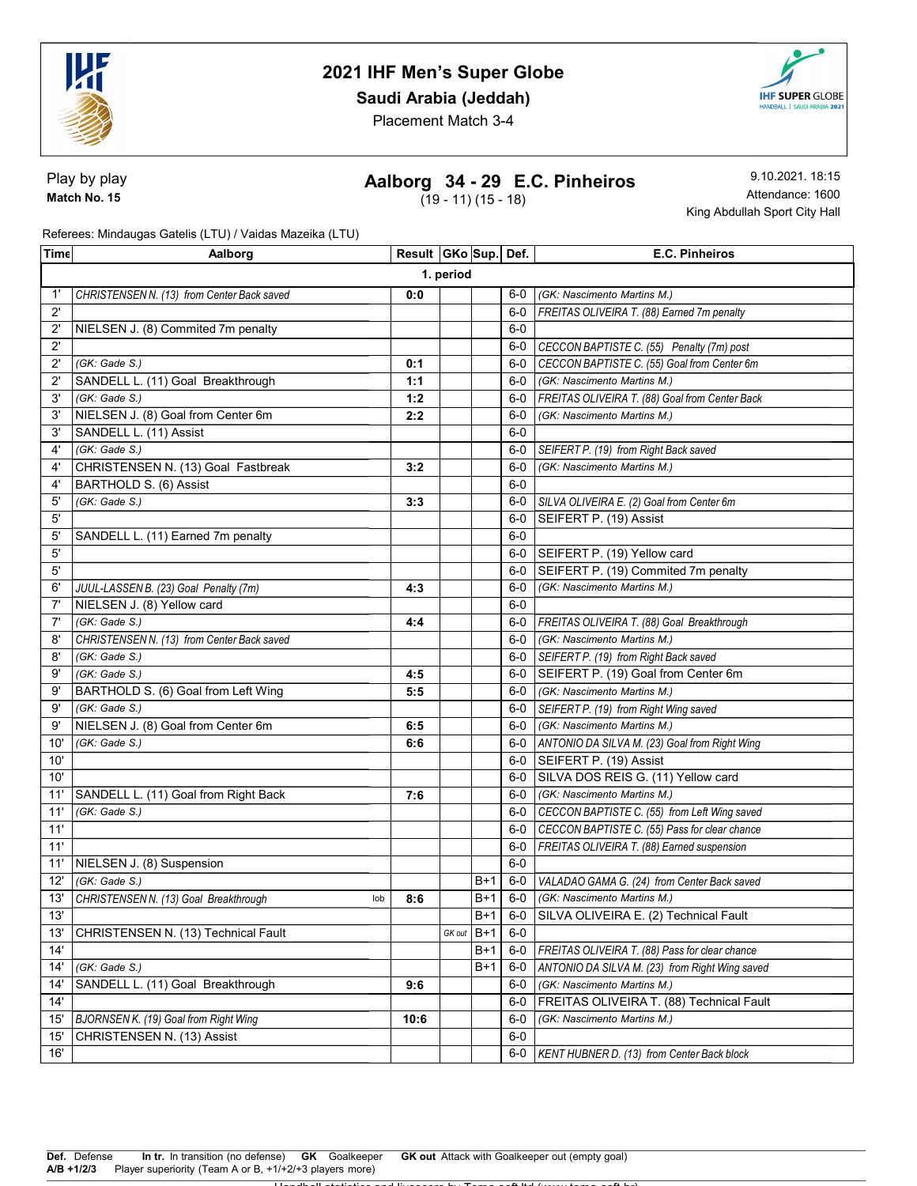# 2021 IHF Men's Super Globe

## Saudi Arabia (Jeddah)

Placement Match 3-4

Play by play

**Match No. 15**

## Aalborg 34 - 29 E.C. Pinheiros

(19 - 11) (15 - 18)

9.10.2021. 18:15

Attendance: 1600

King Abdullah Sport City Hall

Referees: Mindaugas Gatelis (LTU) / Vaidas Mazeika (LTU)

| Time | Aalborg | Result | GKo | Sup. | Def. | E.C. Pinheiros |
|---|---|---|---|---|---|---|
| | | **1. period** | | | | |
| 1' | *CHRISTENSEN N. (13) from Center Back saved* | **0:0** | | | 6-0 | *(GK: Nascimento Martins M.)* |
| 2' | | | | | 6-0 | *FREITAS OLIVEIRA T. (88) Earned 7m penalty* |
| 2' | NIELSEN J. (8) Commited 7m penalty | | | | 6-0 | |
| 2' | | | | | 6-0 | *CECCON BAPTISTE C. (55) Penalty (7m) post* |
| 2' | *(GK: Gade S.)* | **0:1** | | | 6-0 | *CECCON BAPTISTE C. (55) Goal from Center 6m* |
| 2' | SANDELL L. (11) Goal Breakthrough | **1:1** | | | 6-0 | *(GK: Nascimento Martins M.)* |
| 3' | *(GK: Gade S.)* | **1:2** | | | 6-0 | *FREITAS OLIVEIRA T. (88) Goal from Center Back* |
| 3' | NIELSEN J. (8) Goal from Center 6m | **2:2** | | | 6-0 | *(GK: Nascimento Martins M.)* |
| 3' | SANDELL L. (11) Assist | | | | 6-0 | |
| 4' | *(GK: Gade S.)* | | | | 6-0 | *SEIFERT P. (19) from Right Back saved* |
| 4' | CHRISTENSEN N. (13) Goal Fastbreak | **3:2** | | | 6-0 | *(GK: Nascimento Martins M.)* |
| 4' | BARTHOLD S. (6) Assist | | | | 6-0 | |
| 5' | *(GK: Gade S.)* | **3:3** | | | 6-0 | *SILVA OLIVEIRA E. (2) Goal from Center 6m* |
| 5' | | | | | 6-0 | SEIFERT P. (19) Assist |
| 5' | SANDELL L. (11) Earned 7m penalty | | | | 6-0 | |
| 5' | | | | | 6-0 | SEIFERT P. (19) Yellow card |
| 5' | | | | | 6-0 | SEIFERT P. (19) Commited 7m penalty |
| 6' | *JUUL-LASSEN B. (23) Goal Penalty (7m)* | **4:3** | | | 6-0 | *(GK: Nascimento Martins M.)* |
| 7' | NIELSEN J. (8) Yellow card | | | | 6-0 | |
| 7' | *(GK: Gade S.)* | **4:4** | | | 6-0 | *FREITAS OLIVEIRA T. (88) Goal Breakthrough* |
| 8' | *CHRISTENSEN N. (13) from Center Back saved* | | | | 6-0 | *(GK: Nascimento Martins M.)* |
| 8' | *(GK: Gade S.)* | | | | 6-0 | *SEIFERT P. (19) from Right Back saved* |
| 9' | *(GK: Gade S.)* | **4:5** | | | 6-0 | SEIFERT P. (19) Goal from Center 6m |
| 9' | BARTHOLD S. (6) Goal from Left Wing | **5:5** | | | 6-0 | *(GK: Nascimento Martins M.)* |
| 9' | *(GK: Gade S.)* | | | | 6-0 | *SEIFERT P. (19) from Right Wing saved* |
| 9' | NIELSEN J. (8) Goal from Center 6m | **6:5** | | | 6-0 | *(GK: Nascimento Martins M.)* |
| 10' | *(GK: Gade S.)* | **6:6** | | | 6-0 | *ANTONIO DA SILVA M. (23) Goal from Right Wing* |
| 10' | | | | | 6-0 | SEIFERT P. (19) Assist |
| 10' | | | | | 6-0 | SILVA DOS REIS G. (11) Yellow card |
| 11' | SANDELL L. (11) Goal from Right Back | **7:6** | | | 6-0 | *(GK: Nascimento Martins M.)* |
| 11' | *(GK: Gade S.)* | | | | 6-0 | *CECCON BAPTISTE C. (55) from Left Wing saved* |
| 11' | | | | | 6-0 | *CECCON BAPTISTE C. (55) Pass for clear chance* |
| 11' | | | | | 6-0 | *FREITAS OLIVEIRA T. (88) Earned suspension* |
| 11' | NIELSEN J. (8) Suspension | | | | 6-0 | |
| 12' | *(GK: Gade S.)* | | | B+1 | 6-0 | *VALADAO GAMA G. (24) from Center Back saved* |
| 13' | *CHRISTENSEN N. (13) Goal Breakthrough* lob | **8:6** | | B+1 | 6-0 | *(GK: Nascimento Martins M.)* |
| 13' | | | | B+1 | 6-0 | SILVA OLIVEIRA E. (2) Technical Fault |
| 13' | CHRISTENSEN N. (13) Technical Fault | | GK out | B+1 | 6-0 | |
| 14' | | | | B+1 | 6-0 | *FREITAS OLIVEIRA T. (88) Pass for clear chance* |
| 14' | *(GK: Gade S.)* | | | B+1 | 6-0 | *ANTONIO DA SILVA M. (23) from Right Wing saved* |
| 14' | SANDELL L. (11) Goal Breakthrough | **9:6** | | | 6-0 | *(GK: Nascimento Martins M.)* |
| 14' | | | | | 6-0 | FREITAS OLIVEIRA T. (88) Technical Fault |
| 15' | *BJORNSEN K. (19) Goal from Right Wing* | **10:6** | | | 6-0 | *(GK: Nascimento Martins M.)* |
| 15' | CHRISTENSEN N. (13) Assist | | | | 6-0 | |
| 16' | | | | | 6-0 | *KENT HUBNER D. (13) from Center Back block* |

**Def.** Defense **In tr.** In transition (no defense) **GK** Goalkeeper **GK out** Attack with Goalkeeper out (empty goal)
**A/B +1/2/3** Player superiority (Team A or B, +1/+2/+3 players more)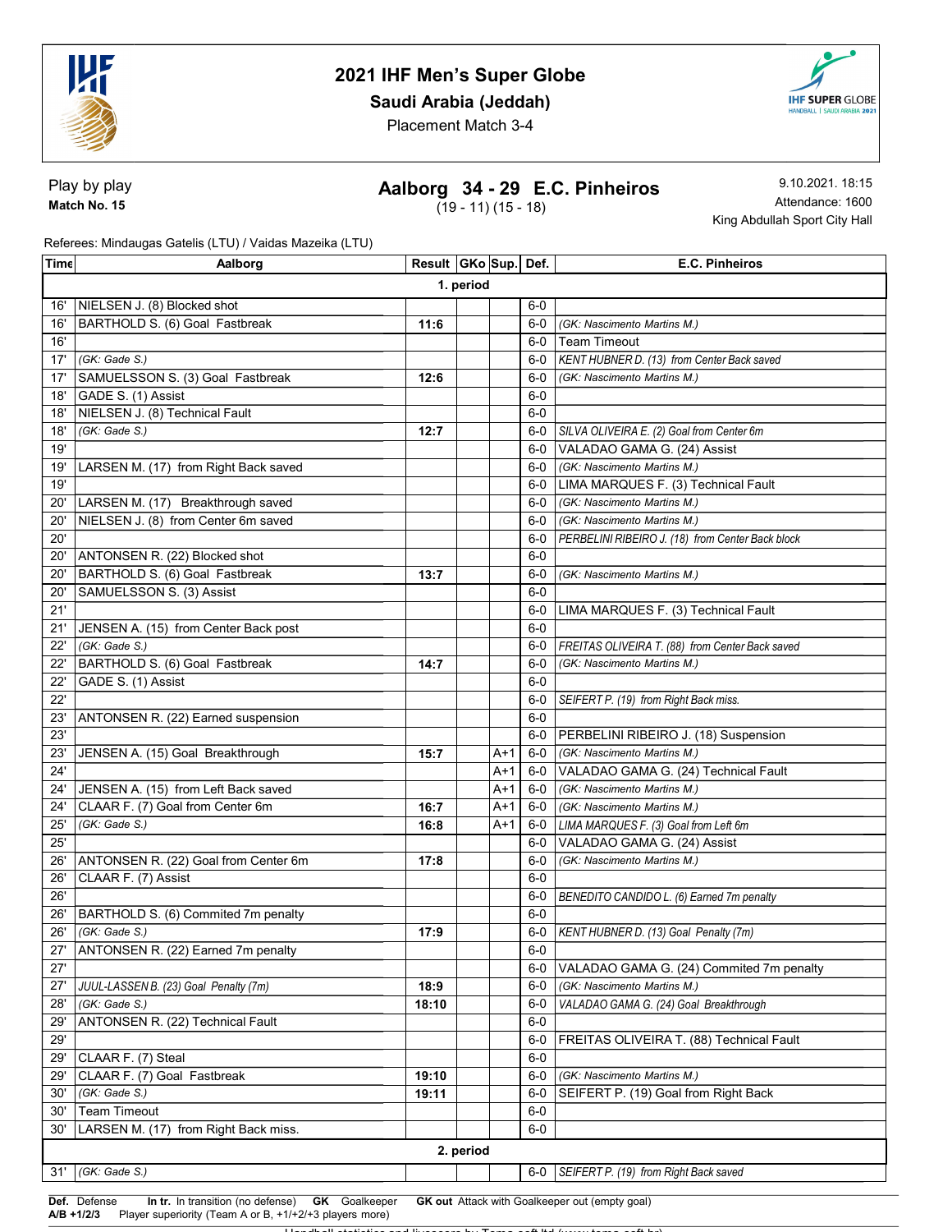# 2021 IHF Men's Super Globe

**Saudi Arabia (Jeddah)**

Placement Match 3-4

Play by play

**Match No. 15**

## Aalborg 34 - 29 E.C. Pinheiros

(19 - 11) (15 - 18)

9.10.2021. 18:15

Attendance: 1600

King Abdullah Sport City Hall

Referees: Mindaugas Gatelis (LTU) / Vaidas Mazeika (LTU)

| Time | Aalborg | Result | GKo | Sup. | Def. | E.C. Pinheiros |
|---|---|---|---|---|---|---|
| | | **1. period** | | | | |
| 16' | NIELSEN J. (8) Blocked shot | | | | 6-0 | |
| 16' | BARTHOLD S. (6) Goal Fastbreak | 11:6 | | | 6-0 | *(GK: Nascimento Martins M.)* |
| 16' | | | | | 6-0 | Team Timeout |
| 17' | *(GK: Gade S.)* | | | | 6-0 | *KENT HUBNER D. (13) from Center Back saved* |
| 17' | SAMUELSSON S. (3) Goal Fastbreak | 12:6 | | | 6-0 | *(GK: Nascimento Martins M.)* |
| 18' | GADE S. (1) Assist | | | | 6-0 | |
| 18' | NIELSEN J. (8) Technical Fault | | | | 6-0 | |
| 18' | *(GK: Gade S.)* | 12:7 | | | 6-0 | *SILVA OLIVEIRA E. (2) Goal from Center 6m* |
| 19' | | | | | 6-0 | VALADAO GAMA G. (24) Assist |
| 19' | LARSEN M. (17) from Right Back saved | | | | 6-0 | *(GK: Nascimento Martins M.)* |
| 19' | | | | | 6-0 | LIMA MARQUES F. (3) Technical Fault |
| 20' | LARSEN M. (17) Breakthrough saved | | | | 6-0 | *(GK: Nascimento Martins M.)* |
| 20' | NIELSEN J. (8) from Center 6m saved | | | | 6-0 | *(GK: Nascimento Martins M.)* |
| 20' | | | | | 6-0 | *PERBELINI RIBEIRO J. (18) from Center Back block* |
| 20' | ANTONSEN R. (22) Blocked shot | | | | 6-0 | |
| 20' | BARTHOLD S. (6) Goal Fastbreak | 13:7 | | | 6-0 | *(GK: Nascimento Martins M.)* |
| 20' | SAMUELSSON S. (3) Assist | | | | 6-0 | |
| 21' | | | | | 6-0 | LIMA MARQUES F. (3) Technical Fault |
| 21' | JENSEN A. (15) from Center Back post | | | | 6-0 | |
| 22' | *(GK: Gade S.)* | | | | 6-0 | *FREITAS OLIVEIRA T. (88) from Center Back saved* |
| 22' | BARTHOLD S. (6) Goal Fastbreak | 14:7 | | | 6-0 | *(GK: Nascimento Martins M.)* |
| 22' | GADE S. (1) Assist | | | | 6-0 | |
| 22' | | | | | 6-0 | *SEIFERT P. (19) from Right Back miss.* |
| 23' | ANTONSEN R. (22) Earned suspension | | | | 6-0 | |
| 23' | | | | | 6-0 | PERBELINI RIBEIRO J. (18) Suspension |
| 23' | JENSEN A. (15) Goal Breakthrough | 15:7 | | A+1 | 6-0 | *(GK: Nascimento Martins M.)* |
| 24' | | | | A+1 | 6-0 | VALADAO GAMA G. (24) Technical Fault |
| 24' | JENSEN A. (15) from Left Back saved | | | A+1 | 6-0 | *(GK: Nascimento Martins M.)* |
| 24' | CLAAR F. (7) Goal from Center 6m | 16:7 | | A+1 | 6-0 | *(GK: Nascimento Martins M.)* |
| 25' | *(GK: Gade S.)* | 16:8 | | A+1 | 6-0 | *LIMA MARQUES F. (3) Goal from Left 6m* |
| 25' | | | | | 6-0 | VALADAO GAMA G. (24) Assist |
| 26' | ANTONSEN R. (22) Goal from Center 6m | 17:8 | | | 6-0 | *(GK: Nascimento Martins M.)* |
| 26' | CLAAR F. (7) Assist | | | | 6-0 | |
| 26' | | | | | 6-0 | *BENEDITO CANDIDO L. (6) Earned 7m penalty* |
| 26' | BARTHOLD S. (6) Commited 7m penalty | | | | 6-0 | |
| 26' | *(GK: Gade S.)* | 17:9 | | | 6-0 | *KENT HUBNER D. (13) Goal Penalty (7m)* |
| 27' | ANTONSEN R. (22) Earned 7m penalty | | | | 6-0 | |
| 27' | | | | | 6-0 | VALADAO GAMA G. (24) Commited 7m penalty |
| 27' | *JUUL-LASSEN B. (23) Goal Penalty (7m)* | 18:9 | | | 6-0 | *(GK: Nascimento Martins M.)* |
| 28' | *(GK: Gade S.)* | 18:10 | | | 6-0 | *VALADAO GAMA G. (24) Goal Breakthrough* |
| 29' | ANTONSEN R. (22) Technical Fault | | | | 6-0 | |
| 29' | | | | | 6-0 | FREITAS OLIVEIRA T. (88) Technical Fault |
| 29' | CLAAR F. (7) Steal | | | | 6-0 | |
| 29' | CLAAR F. (7) Goal Fastbreak | 19:10 | | | 6-0 | *(GK: Nascimento Martins M.)* |
| 30' | *(GK: Gade S.)* | 19:11 | | | 6-0 | SEIFERT P. (19) Goal from Right Back |
| 30' | Team Timeout | | | | 6-0 | |
| 30' | LARSEN M. (17) from Right Back miss. | | | | 6-0 | |
| | | **2. period** | | | | |
| 31' | *(GK: Gade S.)* | | | | 6-0 | *SEIFERT P. (19) from Right Back saved* |

**Def.** Defense **In tr.** In transition (no defense) **GK** Goalkeeper **GK out** Attack with Goalkeeper out (empty goal)
**A/B +1/2/3** Player superiority (Team A or B, +1/+2/+3 players more)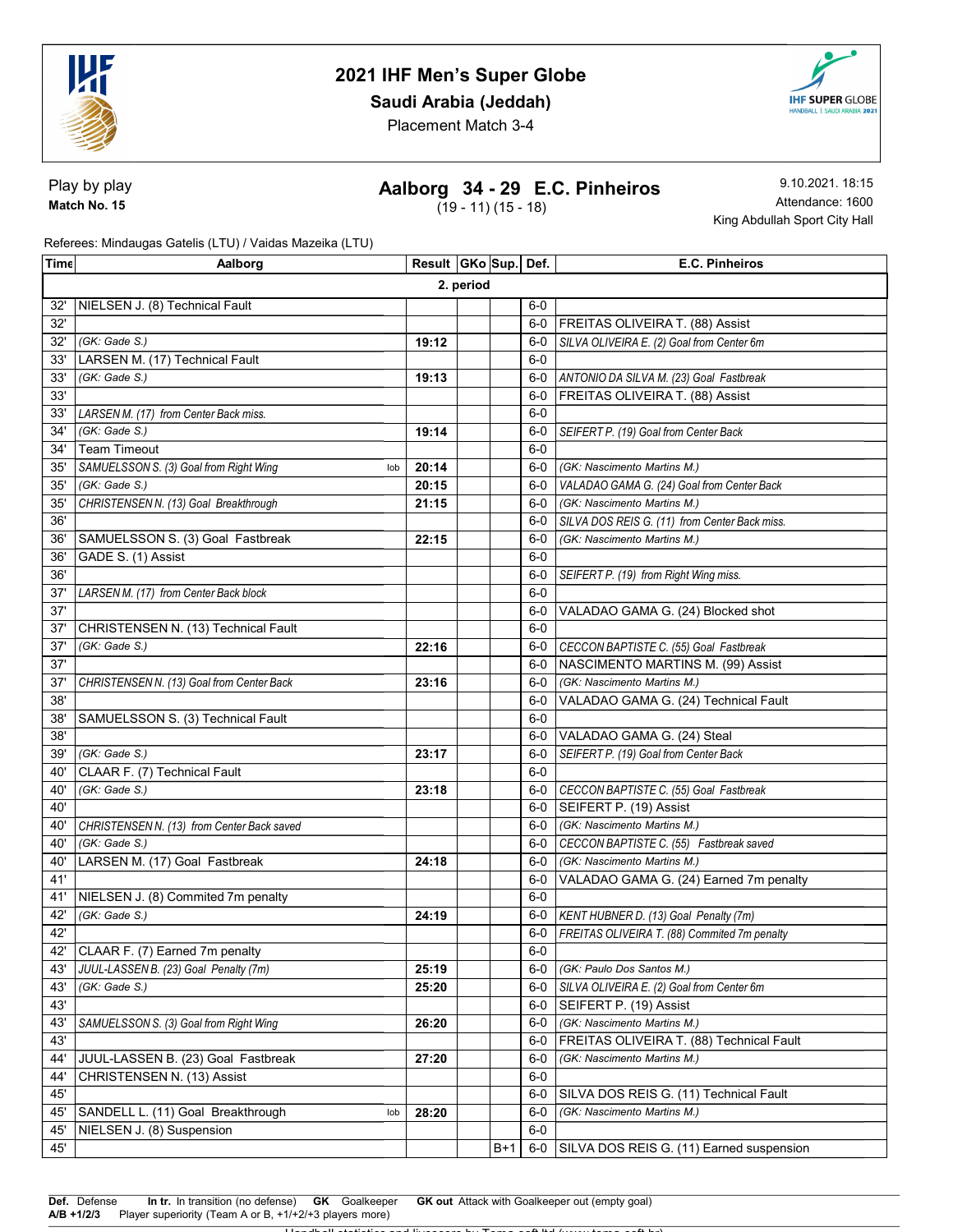# 2021 IHF Men's Super Globe

**Saudi Arabia (Jeddah)**

Placement Match 3-4

Play by play

**Match No. 15**

## Aalborg 34 - 29 E.C. Pinheiros

(19 - 11) (15 - 18)

9.10.2021. 18:15

Attendance: 1600

King Abdullah Sport City Hall

Referees: Mindaugas Gatelis (LTU) / Vaidas Mazeika (LTU)

| Time | Aalborg | | Result | GKo | Sup. | Def. | E.C. Pinheiros |
|---|---|---|---|---|---|---|---|
| **2. period** | | | | | | | |
| 32' | NIELSEN J. (8) Technical Fault | | | | | 6-0 | |
| 32' | | | | | | 6-0 | FREITAS OLIVEIRA T. (88) Assist |
| 32' | *(GK: Gade S.)* | | 19:12 | | | 6-0 | *SILVA OLIVEIRA E. (2) Goal from Center 6m* |
| 33' | LARSEN M. (17) Technical Fault | | | | | 6-0 | |
| 33' | *(GK: Gade S.)* | | 19:13 | | | 6-0 | *ANTONIO DA SILVA M. (23) Goal Fastbreak* |
| 33' | | | | | | 6-0 | FREITAS OLIVEIRA T. (88) Assist |
| 33' | *LARSEN M. (17) from Center Back miss.* | | | | | 6-0 | |
| 34' | *(GK: Gade S.)* | | 19:14 | | | 6-0 | *SEIFERT P. (19) Goal from Center Back* |
| 34' | Team Timeout | | | | | 6-0 | |
| 35' | *SAMUELSSON S. (3) Goal from Right Wing* | lob | 20:14 | | | 6-0 | *(GK: Nascimento Martins M.)* |
| 35' | *(GK: Gade S.)* | | 20:15 | | | 6-0 | *VALADAO GAMA G. (24) Goal from Center Back* |
| 35' | *CHRISTENSEN N. (13) Goal Breakthrough* | | 21:15 | | | 6-0 | *(GK: Nascimento Martins M.)* |
| 36' | | | | | | 6-0 | *SILVA DOS REIS G. (11) from Center Back miss.* |
| 36' | SAMUELSSON S. (3) Goal Fastbreak | | 22:15 | | | 6-0 | *(GK: Nascimento Martins M.)* |
| 36' | GADE S. (1) Assist | | | | | 6-0 | |
| 36' | | | | | | 6-0 | *SEIFERT P. (19) from Right Wing miss.* |
| 37' | *LARSEN M. (17) from Center Back block* | | | | | 6-0 | |
| 37' | | | | | | 6-0 | VALADAO GAMA G. (24) Blocked shot |
| 37' | CHRISTENSEN N. (13) Technical Fault | | | | | 6-0 | |
| 37' | *(GK: Gade S.)* | | 22:16 | | | 6-0 | *CECCON BAPTISTE C. (55) Goal Fastbreak* |
| 37' | | | | | | 6-0 | NASCIMENTO MARTINS M. (99) Assist |
| 37' | *CHRISTENSEN N. (13) Goal from Center Back* | | 23:16 | | | 6-0 | *(GK: Nascimento Martins M.)* |
| 38' | | | | | | 6-0 | VALADAO GAMA G. (24) Technical Fault |
| 38' | SAMUELSSON S. (3) Technical Fault | | | | | 6-0 | |
| 38' | | | | | | 6-0 | VALADAO GAMA G. (24) Steal |
| 39' | *(GK: Gade S.)* | | 23:17 | | | 6-0 | *SEIFERT P. (19) Goal from Center Back* |
| 40' | CLAAR F. (7) Technical Fault | | | | | 6-0 | |
| 40' | *(GK: Gade S.)* | | 23:18 | | | 6-0 | *CECCON BAPTISTE C. (55) Goal Fastbreak* |
| 40' | | | | | | 6-0 | SEIFERT P. (19) Assist |
| 40' | *CHRISTENSEN N. (13) from Center Back saved* | | | | | 6-0 | *(GK: Nascimento Martins M.)* |
| 40' | *(GK: Gade S.)* | | | | | 6-0 | *CECCON BAPTISTE C. (55) Fastbreak saved* |
| 40' | LARSEN M. (17) Goal Fastbreak | | 24:18 | | | 6-0 | *(GK: Nascimento Martins M.)* |
| 41' | | | | | | 6-0 | VALADAO GAMA G. (24) Earned 7m penalty |
| 41' | NIELSEN J. (8) Commited 7m penalty | | | | | 6-0 | |
| 42' | *(GK: Gade S.)* | | 24:19 | | | 6-0 | *KENT HUBNER D. (13) Goal Penalty (7m)* |
| 42' | | | | | | 6-0 | *FREITAS OLIVEIRA T. (88) Commited 7m penalty* |
| 42' | CLAAR F. (7) Earned 7m penalty | | | | | 6-0 | |
| 43' | *JUUL-LASSEN B. (23) Goal Penalty (7m)* | | 25:19 | | | 6-0 | *(GK: Paulo Dos Santos M.)* |
| 43' | *(GK: Gade S.)* | | 25:20 | | | 6-0 | *SILVA OLIVEIRA E. (2) Goal from Center 6m* |
| 43' | | | | | | 6-0 | SEIFERT P. (19) Assist |
| 43' | *SAMUELSSON S. (3) Goal from Right Wing* | | 26:20 | | | 6-0 | *(GK: Nascimento Martins M.)* |
| 43' | | | | | | 6-0 | FREITAS OLIVEIRA T. (88) Technical Fault |
| 44' | JUUL-LASSEN B. (23) Goal Fastbreak | | 27:20 | | | 6-0 | *(GK: Nascimento Martins M.)* |
| 44' | CHRISTENSEN N. (13) Assist | | | | | 6-0 | |
| 45' | | | | | | 6-0 | SILVA DOS REIS G. (11) Technical Fault |
| 45' | SANDELL L. (11) Goal Breakthrough | lob | 28:20 | | | 6-0 | *(GK: Nascimento Martins M.)* |
| 45' | NIELSEN J. (8) Suspension | | | | | 6-0 | |
| 45' | | | | | B+1 | 6-0 | SILVA DOS REIS G. (11) Earned suspension |

**Def.** Defense **In tr.** In transition (no defense) **GK** Goalkeeper **GK out** Attack with Goalkeeper out (empty goal)

**A/B +1/2/3** Player superiority (Team A or B, +1/+2/+3 players more)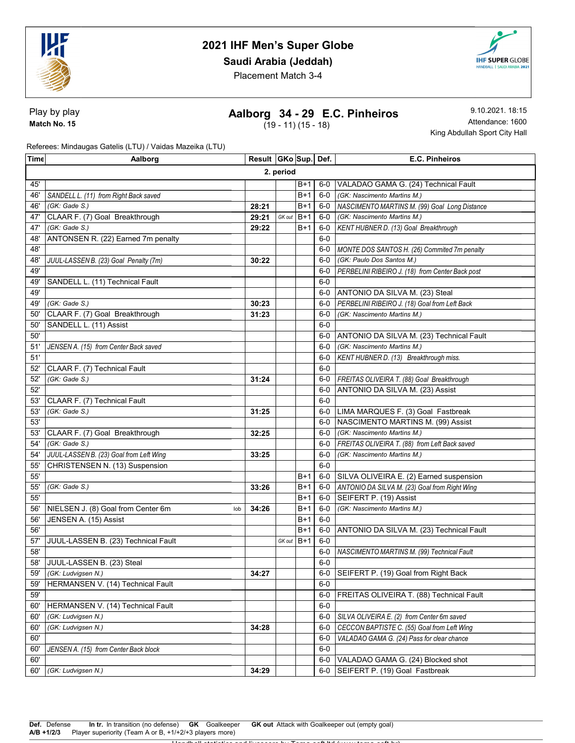# 2021 IHF Men's Super Globe

## Saudi Arabia (Jeddah)

Placement Match 3-4

Play by play
**Match No. 15**

## Aalborg 34 - 29 E.C. Pinheiros

(19 - 11) (15 - 18)

9.10.2021. 18:15
Attendance: 1600
King Abdullah Sport City Hall

Referees: Mindaugas Gatelis (LTU) / Vaidas Mazeika (LTU)

| Time | Aalborg | Result | GKo | Sup. | Def. | E.C. Pinheiros |
|---|---|---|---|---|---|---|
| | **2. period** | | | | | |
| 45' | | | | B+1 | 6-0 | VALADAO GAMA G. (24) Technical Fault |
| 46' | *SANDELL L. (11) from Right Back saved* | | | B+1 | 6-0 | *(GK: Nascimento Martins M.)* |
| 46' | *(GK: Gade S.)* | 28:21 | | B+1 | 6-0 | *NASCIMENTO MARTINS M. (99) Goal Long Distance* |
| 47' | CLAAR F. (7) Goal Breakthrough | 29:21 | GK out | B+1 | 6-0 | *(GK: Nascimento Martins M.)* |
| 47' | *(GK: Gade S.)* | 29:22 | | B+1 | 6-0 | *KENT HUBNER D. (13) Goal Breakthrough* |
| 48' | ANTONSEN R. (22) Earned 7m penalty | | | | 6-0 | |
| 48' | | | | | 6-0 | *MONTE DOS SANTOS H. (26) Commited 7m penalty* |
| 48' | *JUUL-LASSEN B. (23) Goal Penalty (7m)* | 30:22 | | | 6-0 | *(GK: Paulo Dos Santos M.)* |
| 49' | | | | | 6-0 | *PERBELINI RIBEIRO J. (18) from Center Back post* |
| 49' | SANDELL L. (11) Technical Fault | | | | 6-0 | |
| 49' | | | | | 6-0 | ANTONIO DA SILVA M. (23) Steal |
| 49' | *(GK: Gade S.)* | 30:23 | | | 6-0 | *PERBELINI RIBEIRO J. (18) Goal from Left Back* |
| 50' | CLAAR F. (7) Goal Breakthrough | 31:23 | | | 6-0 | *(GK: Nascimento Martins M.)* |
| 50' | SANDELL L. (11) Assist | | | | 6-0 | |
| 50' | | | | | 6-0 | ANTONIO DA SILVA M. (23) Technical Fault |
| 51' | *JENSEN A. (15) from Center Back saved* | | | | 6-0 | *(GK: Nascimento Martins M.)* |
| 51' | | | | | 6-0 | *KENT HUBNER D. (13) Breakthrough miss.* |
| 52' | CLAAR F. (7) Technical Fault | | | | 6-0 | |
| 52' | *(GK: Gade S.)* | 31:24 | | | 6-0 | *FREITAS OLIVEIRA T. (88) Goal Breakthrough* |
| 52' | | | | | 6-0 | ANTONIO DA SILVA M. (23) Assist |
| 53' | CLAAR F. (7) Technical Fault | | | | 6-0 | |
| 53' | *(GK: Gade S.)* | 31:25 | | | 6-0 | LIMA MARQUES F. (3) Goal Fastbreak |
| 53' | | | | | 6-0 | NASCIMENTO MARTINS M. (99) Assist |
| 53' | CLAAR F. (7) Goal Breakthrough | 32:25 | | | 6-0 | *(GK: Nascimento Martins M.)* |
| 54' | *(GK: Gade S.)* | | | | 6-0 | *FREITAS OLIVEIRA T. (88) from Left Back saved* |
| 54' | *JUUL-LASSEN B. (23) Goal from Left Wing* | 33:25 | | | 6-0 | *(GK: Nascimento Martins M.)* |
| 55' | CHRISTENSEN N. (13) Suspension | | | | 6-0 | |
| 55' | | | | B+1 | 6-0 | SILVA OLIVEIRA E. (2) Earned suspension |
| 55' | *(GK: Gade S.)* | 33:26 | | B+1 | 6-0 | *ANTONIO DA SILVA M. (23) Goal from Right Wing* |
| 55' | | | | B+1 | 6-0 | SEIFERT P. (19) Assist |
| 56' | NIELSEN J. (8) Goal from Center 6m lob | 34:26 | | B+1 | 6-0 | *(GK: Nascimento Martins M.)* |
| 56' | JENSEN A. (15) Assist | | | B+1 | 6-0 | |
| 56' | | | | B+1 | 6-0 | ANTONIO DA SILVA M. (23) Technical Fault |
| 57' | JUUL-LASSEN B. (23) Technical Fault | | GK out | B+1 | 6-0 | |
| 58' | | | | | 6-0 | *NASCIMENTO MARTINS M. (99) Technical Fault* |
| 58' | JUUL-LASSEN B. (23) Steal | | | | 6-0 | |
| 59' | *(GK: Ludvigsen N.)* | 34:27 | | | 6-0 | SEIFERT P. (19) Goal from Right Back |
| 59' | HERMANSEN V. (14) Technical Fault | | | | 6-0 | |
| 59' | | | | | 6-0 | FREITAS OLIVEIRA T. (88) Technical Fault |
| 60' | HERMANSEN V. (14) Technical Fault | | | | 6-0 | |
| 60' | *(GK: Ludvigsen N.)* | | | | 6-0 | *SILVA OLIVEIRA E. (2) from Center 6m saved* |
| 60' | *(GK: Ludvigsen N.)* | 34:28 | | | 6-0 | *CECCON BAPTISTE C. (55) Goal from Left Wing* |
| 60' | | | | | 6-0 | *VALADAO GAMA G. (24) Pass for clear chance* |
| 60' | *JENSEN A. (15) from Center Back block* | | | | 6-0 | |
| 60' | | | | | 6-0 | VALADAO GAMA G. (24) Blocked shot |
| 60' | *(GK: Ludvigsen N.)* | 34:29 | | | 6-0 | SEIFERT P. (19) Goal Fastbreak |

**Def.** Defense **In tr.** In transition (no defense) **GK** Goalkeeper **GK out** Attack with Goalkeeper out (empty goal)
**A/B +1/2/3** Player superiority (Team A or B, +1/+2/+3 players more)